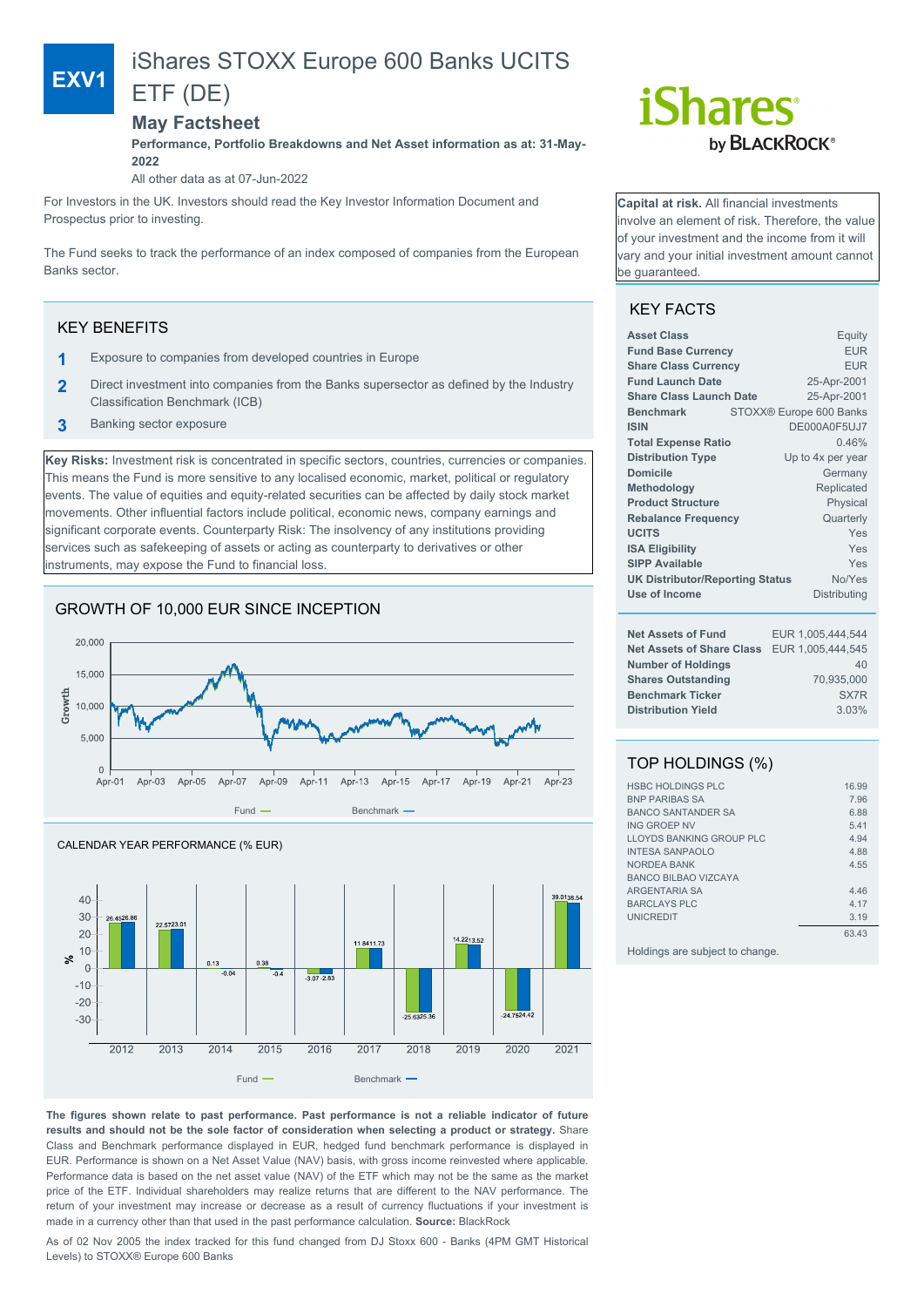# iShares STOXX Europe 600 Banks UCITS ETF (DE)

EXV1

## May Factsheet

**Performance, Portfolio Breakdowns and Net Asset information as at: 31-May-2022**

All other data as at 07-Jun-2022

For Investors in the UK. Investors should read the Key Investor Information Document and Prospectus prior to investing.

The Fund seeks to track the performance of an index composed of companies from the European Banks sector.

**Capital at risk.** All financial investments involve an element of risk. Therefore, the value of your investment and the income from it will vary and your initial investment amount cannot be guaranteed.

## KEY BENEFITS

1. Exposure to companies from developed countries in Europe
2. Direct investment into companies from the Banks supersector as defined by the Industry Classification Benchmark (ICB)
3. Banking sector exposure

**Key Risks:** Investment risk is concentrated in specific sectors, countries, currencies or companies. This means the Fund is more sensitive to any localised economic, market, political or regulatory events. The value of equities and equity-related securities can be affected by daily stock market movements. Other influential factors include political, economic news, company earnings and significant corporate events. Counterparty Risk: The insolvency of any institutions providing services such as safekeeping of assets or acting as counterparty to derivatives or other instruments, may expose the Fund to financial loss.

## GROWTH OF 10,000 EUR SINCE INCEPTION

Fund — Benchmark —

## CALENDAR YEAR PERFORMANCE (% EUR)

| | 2012 | 2013 | 2014 | 2015 | 2016 | 2017 | 2018 | 2019 | 2020 | 2021 |
|---|---|---|---|---|---|---|---|---|---|---|
| Fund | 26.45 | 22.57 | 0.13 | 0.36 | -3.07 | 11.84 | -25.63 | 14.22 | -24.75 | 39.01 |
| Benchmark | 26.86 | 23.01 | -0.04 | -0.4 | -2.83 | 11.73 | -25.36 | 13.52 | -24.42 | 38.54 |

**The figures shown relate to past performance. Past performance is not a reliable indicator of future results and should not be the sole factor of consideration when selecting a product or strategy.** Share Class and Benchmark performance displayed in EUR, hedged fund benchmark performance is displayed in EUR. Performance is shown on a Net Asset Value (NAV) basis, with gross income reinvested where applicable. Performance data is based on the net asset value (NAV) of the ETF which may not be the same as the market price of the ETF. Individual shareholders may realize returns that are different to the NAV performance. The return of your investment may increase or decrease as a result of currency fluctuations if your investment is made in a currency other than that used in the past performance calculation. **Source:** BlackRock

As of 02 Nov 2005 the index tracked for this fund changed from DJ Stoxx 600 - Banks (4PM GMT Historical Levels) to STOXX® Europe 600 Banks

## KEY FACTS

| | |
|---|---|
| **Asset Class** | Equity |
| **Fund Base Currency** | EUR |
| **Share Class Currency** | EUR |
| **Fund Launch Date** | 25-Apr-2001 |
| **Share Class Launch Date** | 25-Apr-2001 |
| **Benchmark** | STOXX® Europe 600 Banks |
| **ISIN** | DE000A0F5UJ7 |
| **Total Expense Ratio** | 0.46% |
| **Distribution Type** | Up to 4x per year |
| **Domicile** | Germany |
| **Methodology** | Replicated |
| **Product Structure** | Physical |
| **Rebalance Frequency** | Quarterly |
| **UCITS** | Yes |
| **ISA Eligibility** | Yes |
| **SIPP Available** | Yes |
| **UK Distributor/Reporting Status** | No/Yes |
| **Use of Income** | Distributing |

| | |
|---|---|
| **Net Assets of Fund** | EUR 1,005,444,544 |
| **Net Assets of Share Class** | EUR 1,005,444,545 |
| **Number of Holdings** | 40 |
| **Shares Outstanding** | 70,935,000 |
| **Benchmark Ticker** | SX7R |
| **Distribution Yield** | 3.03% |

## TOP HOLDINGS (%)

| | |
|---|---|
| HSBC HOLDINGS PLC | 16.99 |
| BNP PARIBAS SA | 7.96 |
| BANCO SANTANDER SA | 6.88 |
| ING GROEP NV | 5.41 |
| LLOYDS BANKING GROUP PLC | 4.94 |
| INTESA SANPAOLO | 4.88 |
| NORDEA BANK | 4.55 |
| BANCO BILBAO VIZCAYA ARGENTARIA SA | 4.46 |
| BARCLAYS PLC | 4.17 |
| UNICREDIT | 3.19 |
| | 63.43 |

Holdings are subject to change.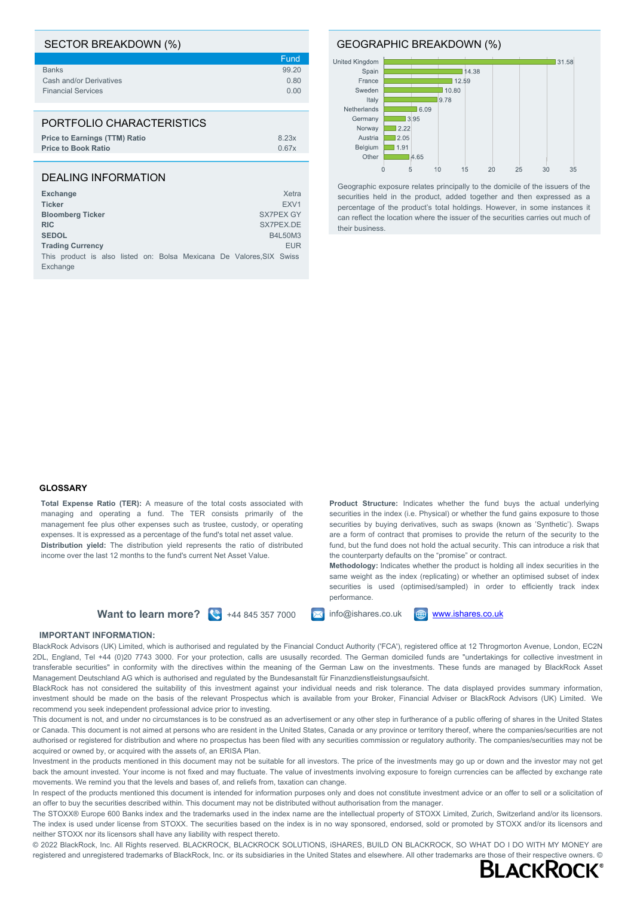## SECTOR BREAKDOWN (%)

| | Fund |
|---|---|
| Banks | 99.20 |
| Cash and/or Derivatives | 0.80 |
| Financial Services | 0.00 |

## PORTFOLIO CHARACTERISTICS

| | |
|---|---|
| **Price to Earnings (TTM) Ratio** | 8.23x |
| **Price to Book Ratio** | 0.67x |

## DEALING INFORMATION

| | |
|---|---|
| **Exchange** | Xetra |
| **Ticker** | EXV1 |
| **Bloomberg Ticker** | SX7PEX GY |
| **RIC** | SX7PEX.DE |
| **SEDOL** | B4L50M3 |
| **Trading Currency** | EUR |

This product is also listed on: Bolsa Mexicana De Valores,SIX Swiss Exchange

## GEOGRAPHIC BREAKDOWN (%)

| Country | % |
|---|---|
| United Kingdom | 31.58 |
| Spain | 14.38 |
| France | 12.59 |
| Sweden | 10.80 |
| Italy | 9.78 |
| Netherlands | 6.09 |
| Germany | 3.95 |
| Norway | 2.22 |
| Austria | 2.05 |
| Belgium | 1.91 |
| Other | 4.65 |

Geographic exposure relates principally to the domicile of the issuers of the securities held in the product, added together and then expressed as a percentage of the product's total holdings. However, in some instances it can reflect the location where the issuer of the securities carries out much of their business.

### GLOSSARY

**Total Expense Ratio (TER):** A measure of the total costs associated with managing and operating a fund. The TER consists primarily of the management fee plus other expenses such as trustee, custody, or operating expenses. It is expressed as a percentage of the fund's total net asset value.

**Distribution yield:** The distribution yield represents the ratio of distributed income over the last 12 months to the fund's current Net Asset Value.

**Product Structure:** Indicates whether the fund buys the actual underlying securities in the index (i.e. Physical) or whether the fund gains exposure to those securities by buying derivatives, such as swaps (known as 'Synthetic'). Swaps are a form of contract that promises to provide the return of the security to the fund, but the fund does not hold the actual security. This can introduce a risk that the counterparty defaults on the "promise" or contract.

**Methodology:** Indicates whether the product is holding all index securities in the same weight as the index (replicating) or whether an optimised subset of index securities is used (optimised/sampled) in order to efficiently track index performance.

**Want to learn more?** +44 845 357 7000 info@ishares.co.uk www.ishares.co.uk

### IMPORTANT INFORMATION:

BlackRock Advisors (UK) Limited, which is authorised and regulated by the Financial Conduct Authority ('FCA'), registered office at 12 Throgmorton Avenue, London, EC2N 2DL, England, Tel +44 (0)20 7743 3000. For your protection, calls are ususally recorded. The German domiciled funds are "undertakings for collective investment in transferable securities" in conformity with the directives within the meaning of the German Law on the investments. These funds are managed by BlackRock Asset Management Deutschland AG which is authorised and regulated by the Bundesanstalt für Finanzdienstleistungsaufsicht.

BlackRock has not considered the suitability of this investment against your individual needs and risk tolerance. The data displayed provides summary information, investment should be made on the basis of the relevant Prospectus which is available from your Broker, Financial Adviser or BlackRock Advisors (UK) Limited. We recommend you seek independent professional advice prior to investing.

This document is not, and under no circumstances is to be construed as an advertisement or any other step in furtherance of a public offering of shares in the United States or Canada. This document is not aimed at persons who are resident in the United States, Canada or any province or territory thereof, where the companies/securities are not authorised or registered for distribution and where no prospectus has been filed with any securities commission or regulatory authority. The companies/securities may not be acquired or owned by, or acquired with the assets of, an ERISA Plan.

Investment in the products mentioned in this document may not be suitable for all investors. The price of the investments may go up or down and the investor may not get back the amount invested. Your income is not fixed and may fluctuate. The value of investments involving exposure to foreign currencies can be affected by exchange rate movements. We remind you that the levels and bases of, and reliefs from, taxation can change.

In respect of the products mentioned this document is intended for information purposes only and does not constitute investment advice or an offer to sell or a solicitation of an offer to buy the securities described within. This document may not be distributed without authorisation from the manager.

The STOXX® Europe 600 Banks index and the trademarks used in the index name are the intellectual property of STOXX Limited, Zurich, Switzerland and/or its licensors. The index is used under license from STOXX. The securities based on the index is in no way sponsored, endorsed, sold or promoted by STOXX and/or its licensors and neither STOXX nor its licensors shall have any liability with respect thereto.

© 2022 BlackRock, Inc. All Rights reserved. BLACKROCK, BLACKROCK SOLUTIONS, iSHARES, BUILD ON BLACKROCK, SO WHAT DO I DO WITH MY MONEY are registered and unregistered trademarks of BlackRock, Inc. or its subsidiaries in the United States and elsewhere. All other trademarks are those of their respective owners. ©

BLACKROCK®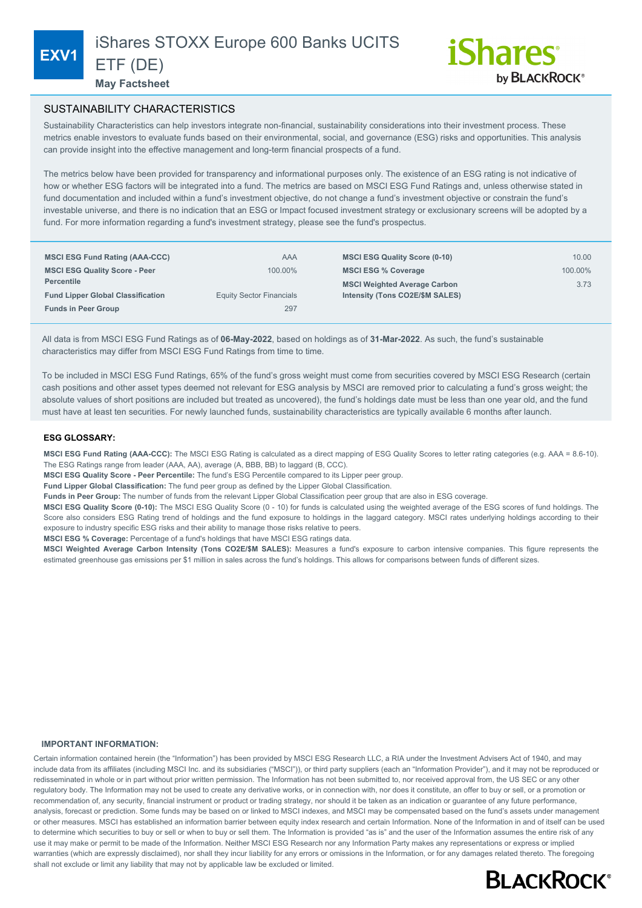# iShares STOXX Europe 600 Banks UCITS ETF (DE)

EXV1

**May Factsheet**

## SUSTAINABILITY CHARACTERISTICS

Sustainability Characteristics can help investors integrate non-financial, sustainability considerations into their investment process. These metrics enable investors to evaluate funds based on their environmental, social, and governance (ESG) risks and opportunities. This analysis can provide insight into the effective management and long-term financial prospects of a fund.

The metrics below have been provided for transparency and informational purposes only. The existence of an ESG rating is not indicative of how or whether ESG factors will be integrated into a fund. The metrics are based on MSCI ESG Fund Ratings and, unless otherwise stated in fund documentation and included within a fund's investment objective, do not change a fund's investment objective or constrain the fund's investable universe, and there is no indication that an ESG or Impact focused investment strategy or exclusionary screens will be adopted by a fund. For more information regarding a fund's investment strategy, please see the fund's prospectus.

| | | | |
|---|---|---|---|
| **MSCI ESG Fund Rating (AAA-CCC)** | AAA | **MSCI ESG Quality Score (0-10)** | 10.00 |
| **MSCI ESG Quality Score - Peer Percentile** | 100.00% | **MSCI ESG % Coverage** | 100.00% |
| **Fund Lipper Global Classification** | Equity Sector Financials | **MSCI Weighted Average Carbon Intensity (Tons CO2E/$M SALES)** | 3.73 |
| **Funds in Peer Group** | 297 | | |

All data is from MSCI ESG Fund Ratings as of **06-May-2022**, based on holdings as of **31-Mar-2022**. As such, the fund's sustainable characteristics may differ from MSCI ESG Fund Ratings from time to time.

To be included in MSCI ESG Fund Ratings, 65% of the fund's gross weight must come from securities covered by MSCI ESG Research (certain cash positions and other asset types deemed not relevant for ESG analysis by MSCI are removed prior to calculating a fund's gross weight; the absolute values of short positions are included but treated as uncovered), the fund's holdings date must be less than one year old, and the fund must have at least ten securities. For newly launched funds, sustainability characteristics are typically available 6 months after launch.

### ESG GLOSSARY:

**MSCI ESG Fund Rating (AAA-CCC):** The MSCI ESG Rating is calculated as a direct mapping of ESG Quality Scores to letter rating categories (e.g. AAA = 8.6-10). The ESG Ratings range from leader (AAA, AA), average (A, BBB, BB) to laggard (B, CCC).

**MSCI ESG Quality Score - Peer Percentile:** The fund's ESG Percentile compared to its Lipper peer group.

**Fund Lipper Global Classification:** The fund peer group as defined by the Lipper Global Classification.

**Funds in Peer Group:** The number of funds from the relevant Lipper Global Classification peer group that are also in ESG coverage.

**MSCI ESG Quality Score (0-10):** The MSCI ESG Quality Score (0 - 10) for funds is calculated using the weighted average of the ESG scores of fund holdings. The Score also considers ESG Rating trend of holdings and the fund exposure to holdings in the laggard category. MSCI rates underlying holdings according to their exposure to industry specific ESG risks and their ability to manage those risks relative to peers.

**MSCI ESG % Coverage:** Percentage of a fund's holdings that have MSCI ESG ratings data.

**MSCI Weighted Average Carbon Intensity (Tons CO2E/$M SALES):** Measures a fund's exposure to carbon intensive companies. This figure represents the estimated greenhouse gas emissions per $1 million in sales across the fund's holdings. This allows for comparisons between funds of different sizes.

### IMPORTANT INFORMATION:

Certain information contained herein (the "Information") has been provided by MSCI ESG Research LLC, a RIA under the Investment Advisers Act of 1940, and may include data from its affiliates (including MSCI Inc. and its subsidiaries ("MSCI")), or third party suppliers (each an "Information Provider"), and it may not be reproduced or redisseminated in whole or in part without prior written permission. The Information has not been submitted to, nor received approval from, the US SEC or any other regulatory body. The Information may not be used to create any derivative works, or in connection with, nor does it constitute, an offer to buy or sell, or a promotion or recommendation of, any security, financial instrument or product or trading strategy, nor should it be taken as an indication or guarantee of any future performance, analysis, forecast or prediction. Some funds may be based on or linked to MSCI indexes, and MSCI may be compensated based on the fund's assets under management or other measures. MSCI has established an information barrier between equity index research and certain Information. None of the Information in and of itself can be used to determine which securities to buy or sell or when to buy or sell them. The Information is provided "as is" and the user of the Information assumes the entire risk of any use it may make or permit to be made of the Information. Neither MSCI ESG Research nor any Information Party makes any representations or express or implied warranties (which are expressly disclaimed), nor shall they incur liability for any errors or omissions in the Information, or for any damages related thereto. The foregoing shall not exclude or limit any liability that may not by applicable law be excluded or limited.